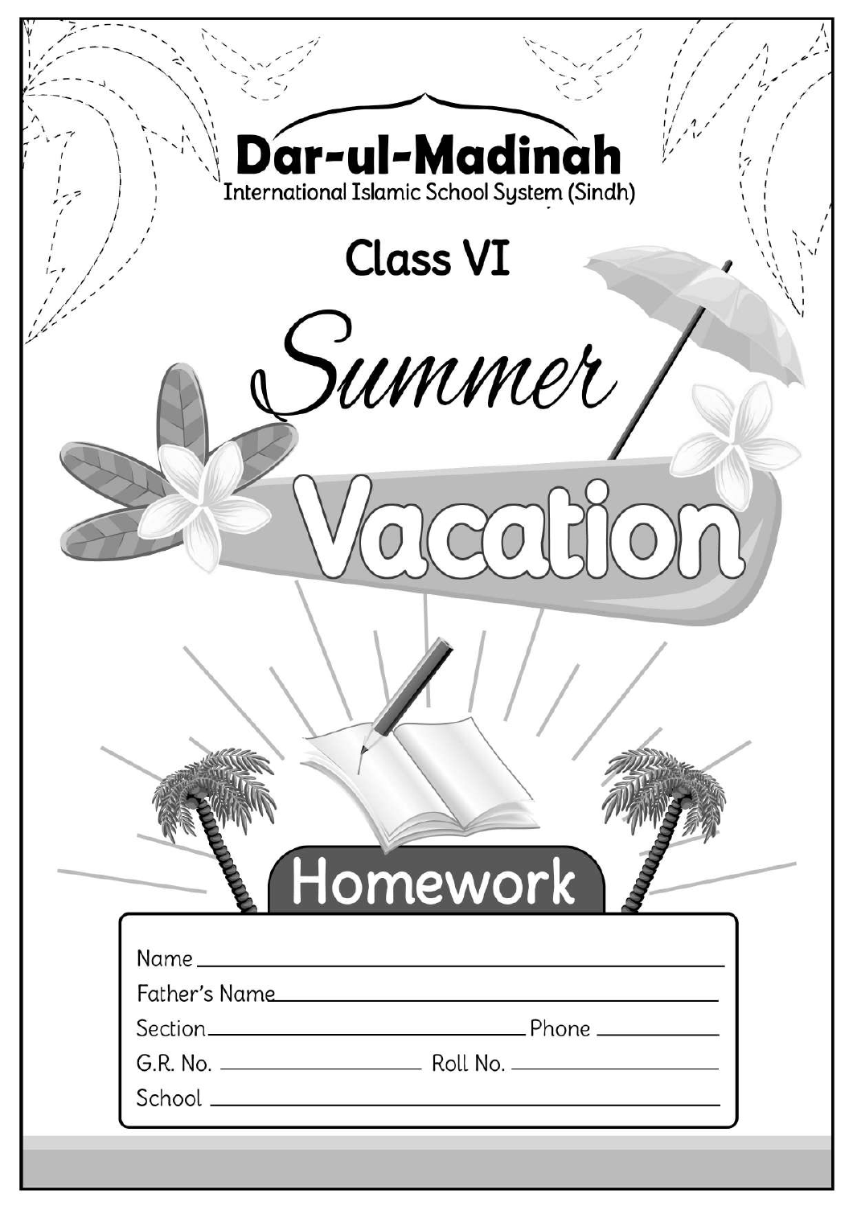# Dar-ul-Madinah

International Islamic School System (Sindh)

## Class VI

# Summer Vacation

## Homework

Name ______________________________

Father's Name ______________________________

Section ____________________ Phone ____________

G.R. No. ______________ Roll No. ______________

School ______________________________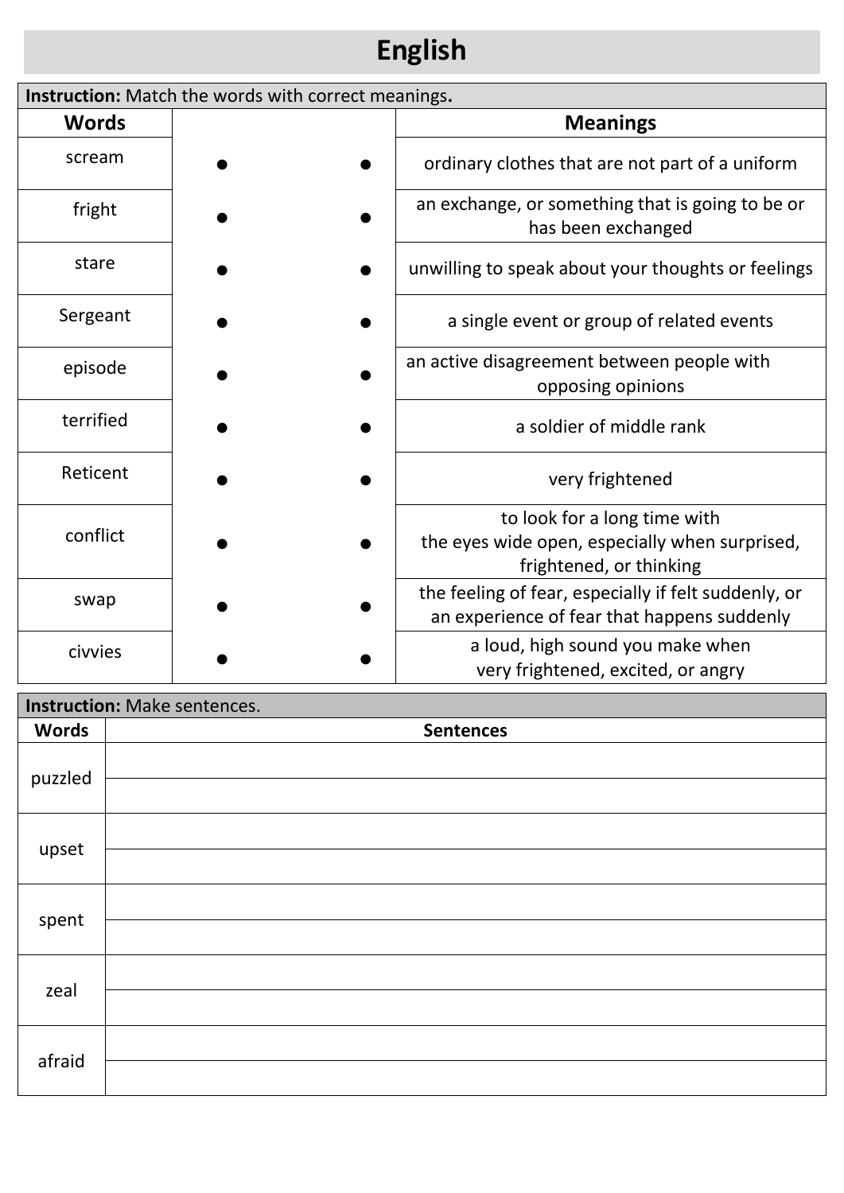# English

**Instruction:** Match the words with correct meanings**.**

| Words | | | Meanings |
|---|---|---|---|
| scream | ● | ● | ordinary clothes that are not part of a uniform |
| fright | ● | ● | an exchange, or something that is going to be or has been exchanged |
| stare | ● | ● | unwilling to speak about your thoughts or feelings |
| Sergeant | ● | ● | a single event or group of related events |
| episode | ● | ● | an active disagreement between people with opposing opinions |
| terrified | ● | ● | a soldier of middle rank |
| Reticent | ● | ● | very frightened |
| conflict | ● | ● | to look for a long time with the eyes wide open, especially when surprised, frightened, or thinking |
| swap | ● | ● | the feeling of fear, especially if felt suddenly, or an experience of fear that happens suddenly |
| civvies | ● | ● | a loud, high sound you make when very frightened, excited, or angry |

**Instruction:** Make sentences.

| Words | Sentences |
|---|---|
| puzzled | |
| | |
| upset | |
| | |
| spent | |
| | |
| zeal | |
| | |
| afraid | |
| | |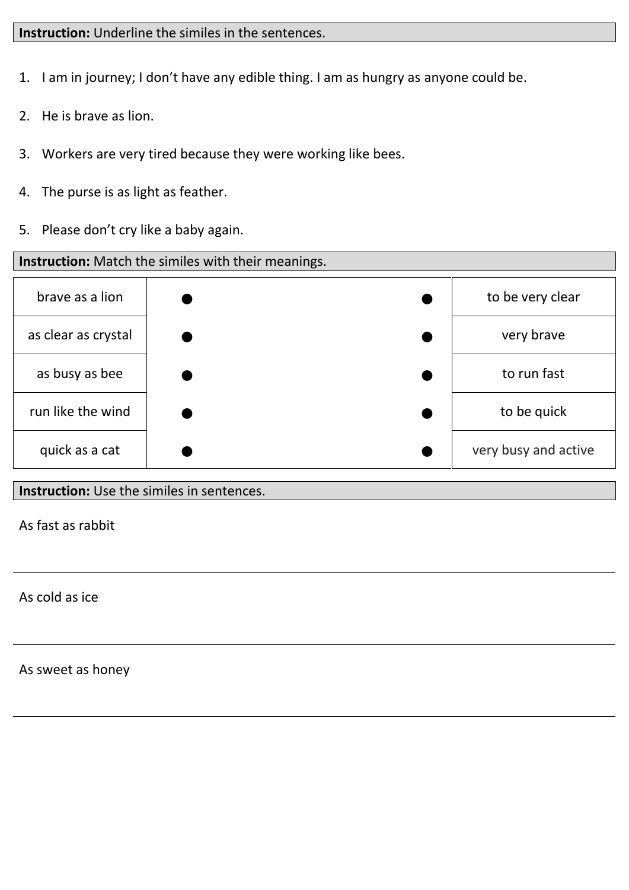**Instruction:** Underline the similes in the sentences.

1. I am in journey; I don't have any edible thing. I am as hungry as anyone could be.
2. He is brave as lion.
3. Workers are very tired because they were working like bees.
4. The purse is as light as feather.
5. Please don't cry like a baby again.

**Instruction:** Match the similes with their meanings.

| | | | |
|---|---|---|---|
| brave as a lion | ● | ● | to be very clear |
| as clear as crystal | ● | ● | very brave |
| as busy as bee | ● | ● | to run fast |
| run like the wind | ● | ● | to be quick |
| quick as a cat | ● | ● | very busy and active |

**Instruction:** Use the similes in sentences.

As fast as rabbit

---

As cold as ice

---

As sweet as honey

---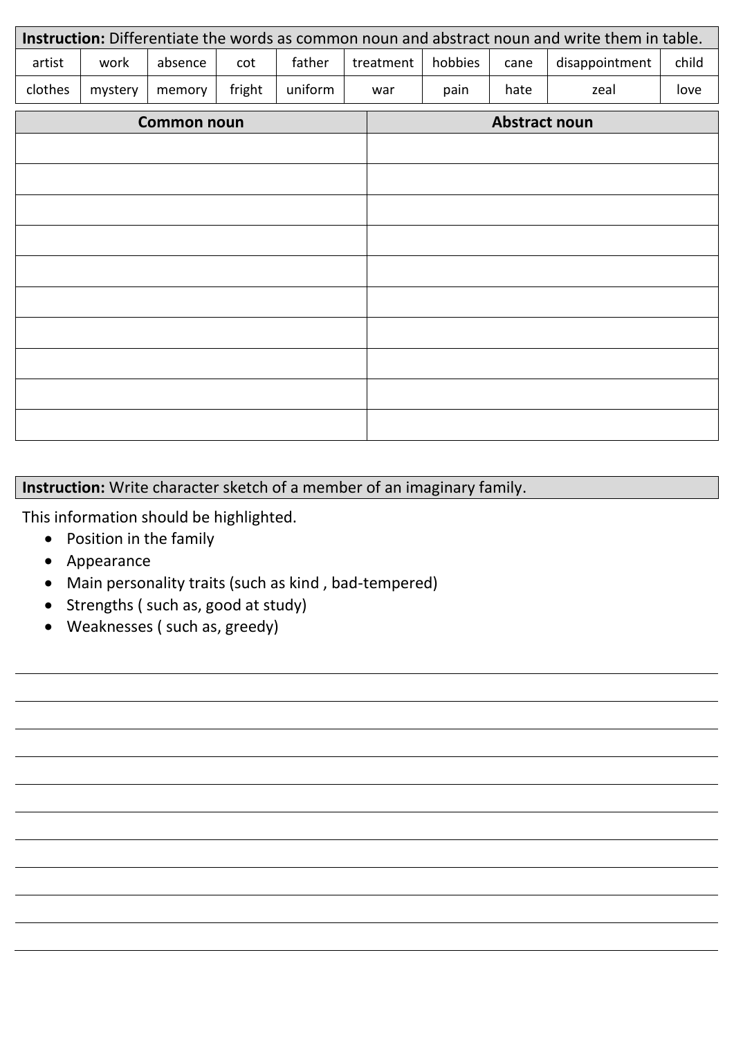**Instruction:** Differentiate the words as common noun and abstract noun and write them in table.

| artist | work | absence | cot | father | treatment | hobbies | cane | disappointment | child |
|---|---|---|---|---|---|---|---|---|---|
| clothes | mystery | memory | fright | uniform | war | pain | hate | zeal | love |

| Common noun | Abstract noun |
|---|---|
| | |
| | |
| | |
| | |
| | |
| | |
| | |
| | |
| | |
| | |

**Instruction:** Write character sketch of a member of an imaginary family.

This information should be highlighted.

- Position in the family
- Appearance
- Main personality traits (such as kind , bad-tempered)
- Strengths ( such as, good at study)
- Weaknesses ( such as, greedy)

______________________________________________________________________________

______________________________________________________________________________

______________________________________________________________________________

______________________________________________________________________________

______________________________________________________________________________

______________________________________________________________________________

______________________________________________________________________________

______________________________________________________________________________

______________________________________________________________________________

______________________________________________________________________________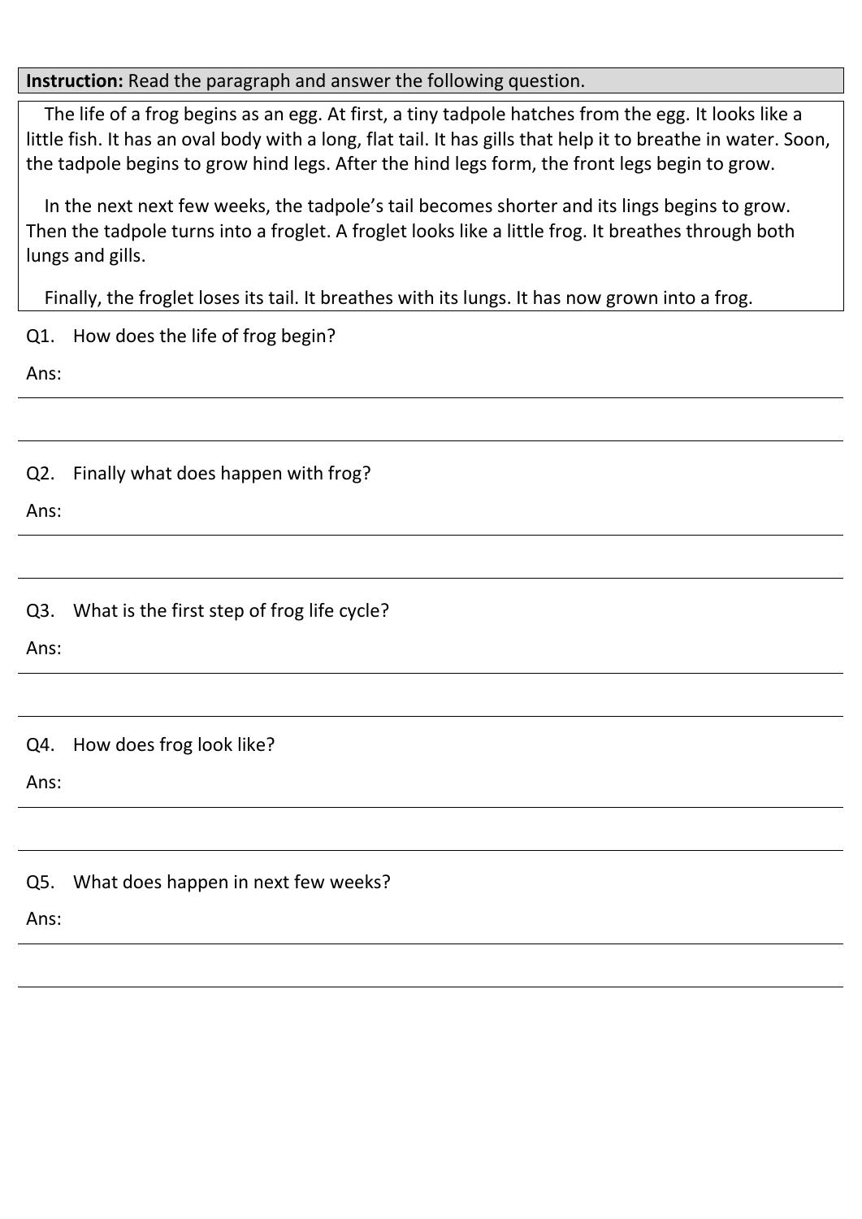**Instruction:** Read the paragraph and answer the following question.

The life of a frog begins as an egg. At first, a tiny tadpole hatches from the egg. It looks like a little fish. It has an oval body with a long, flat tail. It has gills that help it to breathe in water. Soon, the tadpole begins to grow hind legs. After the hind legs form, the front legs begin to grow.

In the next next few weeks, the tadpole's tail becomes shorter and its lings begins to grow. Then the tadpole turns into a froglet. A froglet looks like a little frog. It breathes through both lungs and gills.

Finally, the froglet loses its tail. It breathes with its lungs. It has now grown into a frog.

Q1. How does the life of frog begin?

Ans:

---

---

Q2. Finally what does happen with frog?

Ans:

---

---

Q3. What is the first step of frog life cycle?

Ans:

---

---

Q4. How does frog look like?

Ans:

---

---

Q5. What does happen in next few weeks?

Ans:

---

---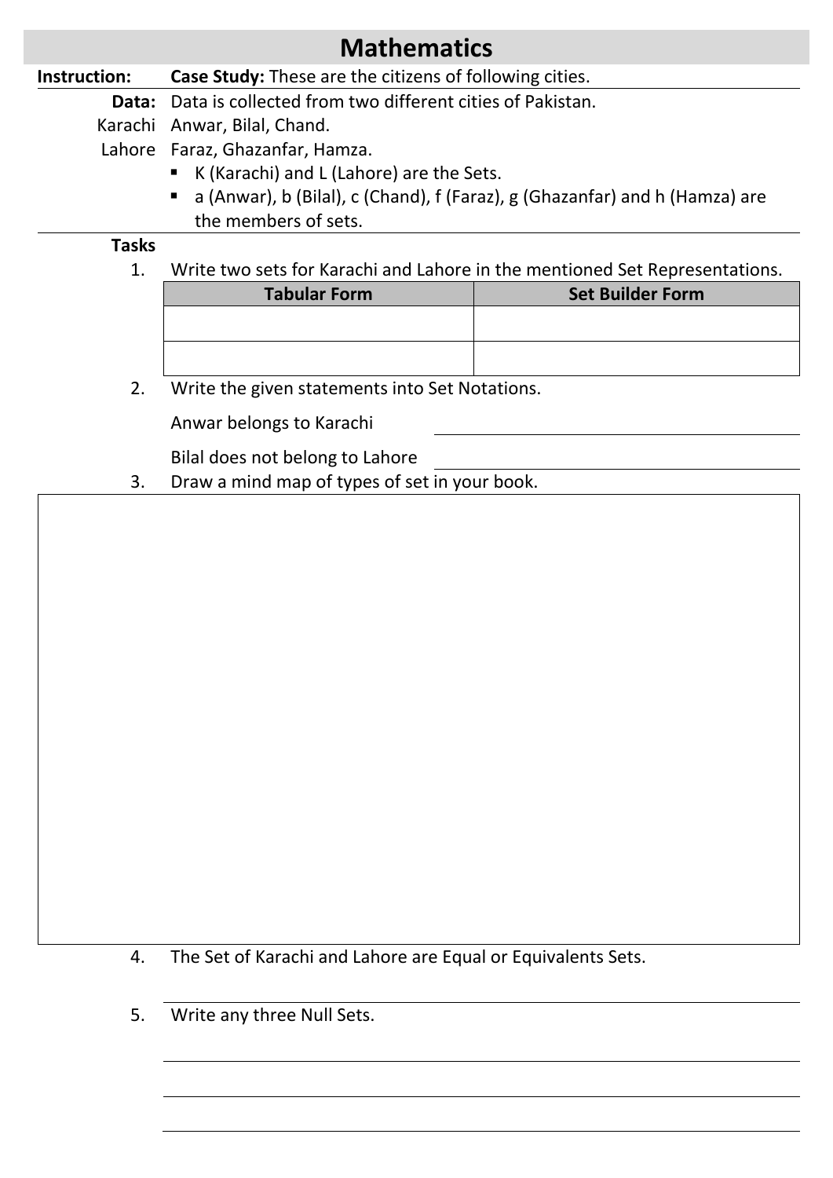# Mathematics

**Instruction:** **Case Study:** These are the citizens of following cities.

**Data:** Data is collected from two different cities of Pakistan.

Karachi Anwar, Bilal, Chand.

Lahore Faraz, Ghazanfar, Hamza.

- K (Karachi) and L (Lahore) are the Sets.
- a (Anwar), b (Bilal), c (Chand), f (Faraz), g (Ghazanfar) and h (Hamza) are the members of sets.

**Tasks**

1. Write two sets for Karachi and Lahore in the mentioned Set Representations.

| Tabular Form | Set Builder Form |
|---|---|
| | |
| | |

2. Write the given statements into Set Notations.

   Anwar belongs to Karachi ____________________

   Bilal does not belong to Lahore ____________________

3. Draw a mind map of types of set in your book.

4. The Set of Karachi and Lahore are Equal or Equivalents Sets.

   ____________________

5. Write any three Null Sets.

   ____________________

   ____________________

   ____________________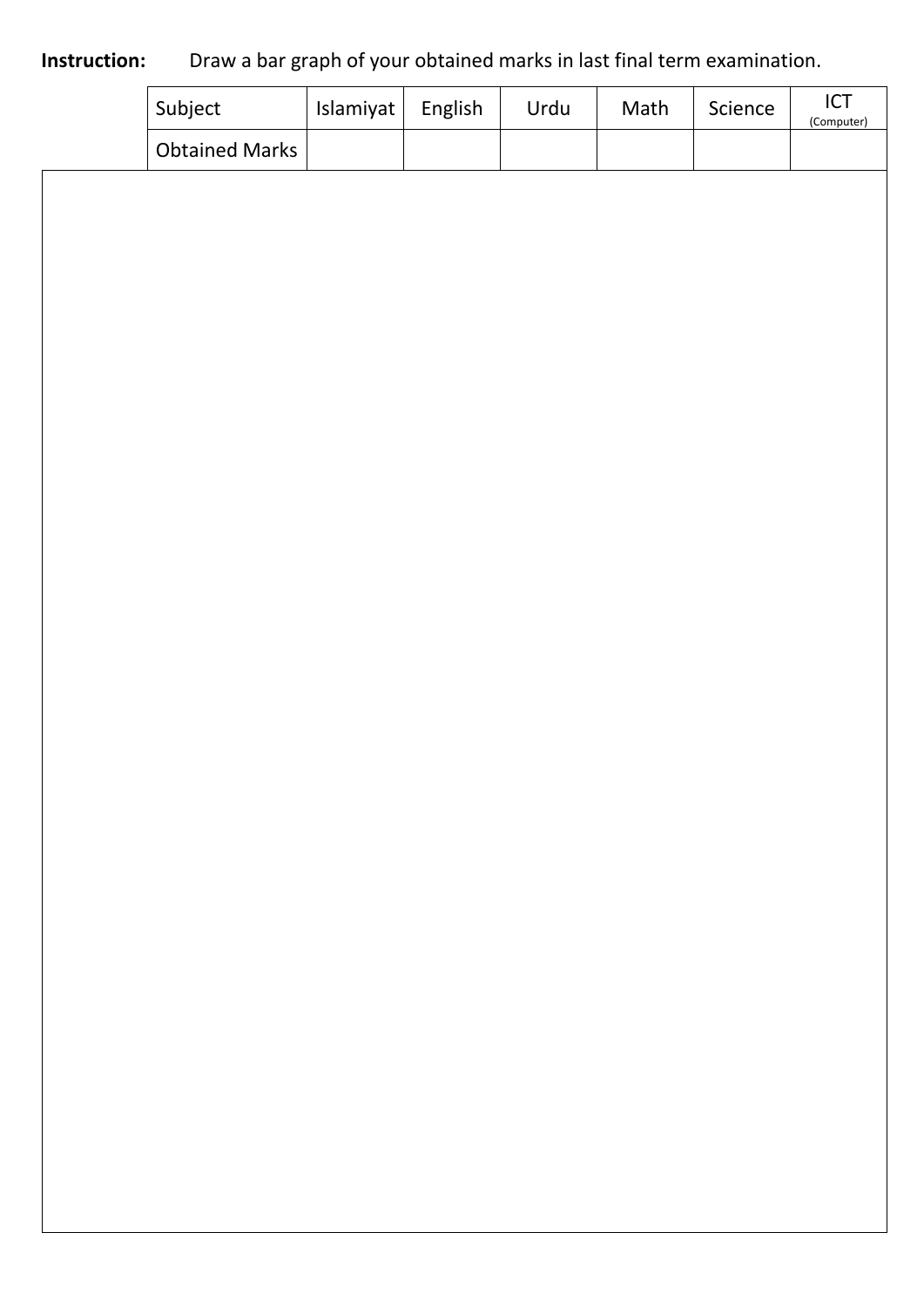**Instruction:** Draw a bar graph of your obtained marks in last final term examination.

| Subject | Islamiyat | English | Urdu | Math | Science | ICT (Computer) |
|---|---|---|---|---|---|---|
| Obtained Marks | | | | | | |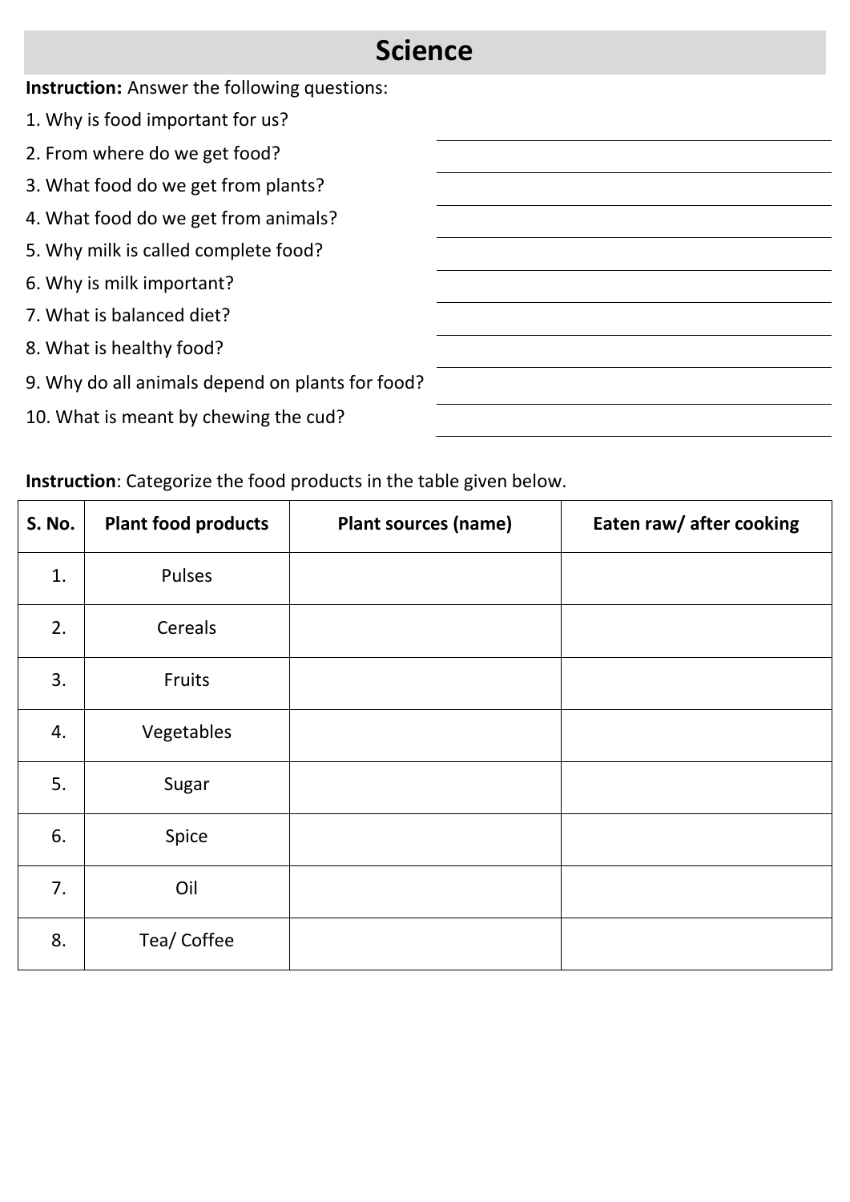# Science

**Instruction:** Answer the following questions:

1. Why is food important for us?
2. From where do we get food?
3. What food do we get from plants?
4. What food do we get from animals?
5. Why milk is called complete food?
6. Why is milk important?
7. What is balanced diet?
8. What is healthy food?
9. Why do all animals depend on plants for food?
10. What is meant by chewing the cud?

**Instruction**: Categorize the food products in the table given below.

| S. No. | Plant food products | Plant sources (name) | Eaten raw/ after cooking |
|---|---|---|---|
| 1. | Pulses | | |
| 2. | Cereals | | |
| 3. | Fruits | | |
| 4. | Vegetables | | |
| 5. | Sugar | | |
| 6. | Spice | | |
| 7. | Oil | | |
| 8. | Tea/ Coffee | | |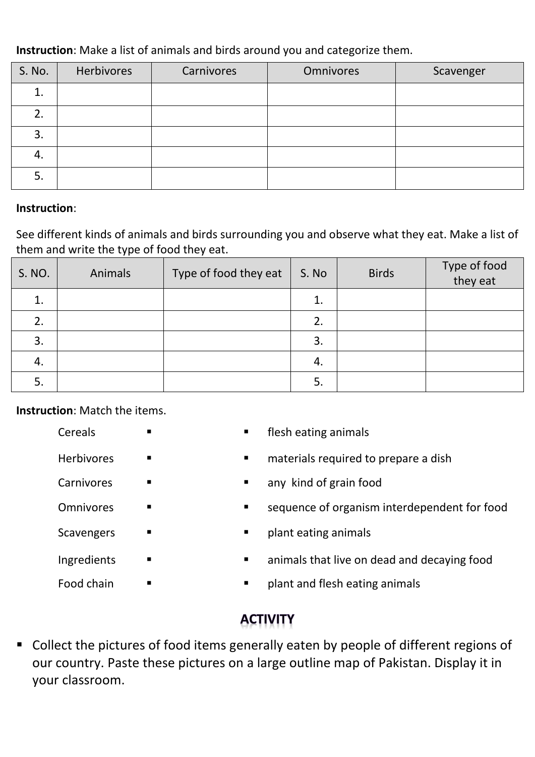**Instruction**: Make a list of animals and birds around you and categorize them.

| S. No. | Herbivores | Carnivores | Omnivores | Scavenger |
|---|---|---|---|---|
| 1. | | | | |
| 2. | | | | |
| 3. | | | | |
| 4. | | | | |
| 5. | | | | |

**Instruction**:

See different kinds of animals and birds surrounding you and observe what they eat. Make a list of them and write the type of food they eat.

| S. NO. | Animals | Type of food they eat | S. No | Birds | Type of food they eat |
|---|---|---|---|---|---|
| 1. | | | 1. | | |
| 2. | | | 2. | | |
| 3. | | | 3. | | |
| 4. | | | 4. | | |
| 5. | | | 5. | | |

**Instruction**: Match the items.

| | |
|---|---|
| Cereals ▪ | ▪ flesh eating animals |
| Herbivores ▪ | ▪ materials required to prepare a dish |
| Carnivores ▪ | ▪ any kind of grain food |
| Omnivores ▪ | ▪ sequence of organism interdependent for food |
| Scavengers ▪ | ▪ plant eating animals |
| Ingredients ▪ | ▪ animals that live on dead and decaying food |
| Food chain ▪ | ▪ plant and flesh eating animals |

## ACTIVITY

- Collect the pictures of food items generally eaten by people of different regions of our country. Paste these pictures on a large outline map of Pakistan. Display it in your classroom.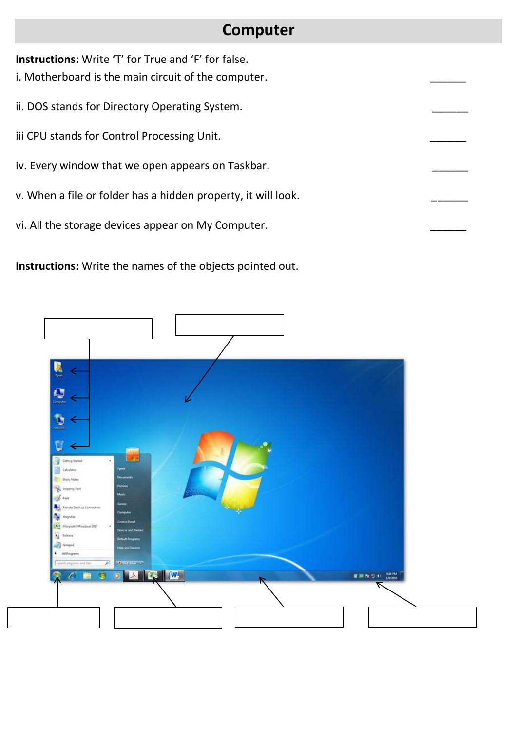# Computer

**Instructions:** Write 'T' for True and 'F' for false.

i. Motherboard is the main circuit of the computer. ______

ii. DOS stands for Directory Operating System. ______

iii CPU stands for Control Processing Unit. ______

iv. Every window that we open appears on Taskbar. ______

v. When a file or folder has a hidden property, it will look. ______

vi. All the storage devices appear on My Computer. ______

**Instructions:** Write the names of the objects pointed out.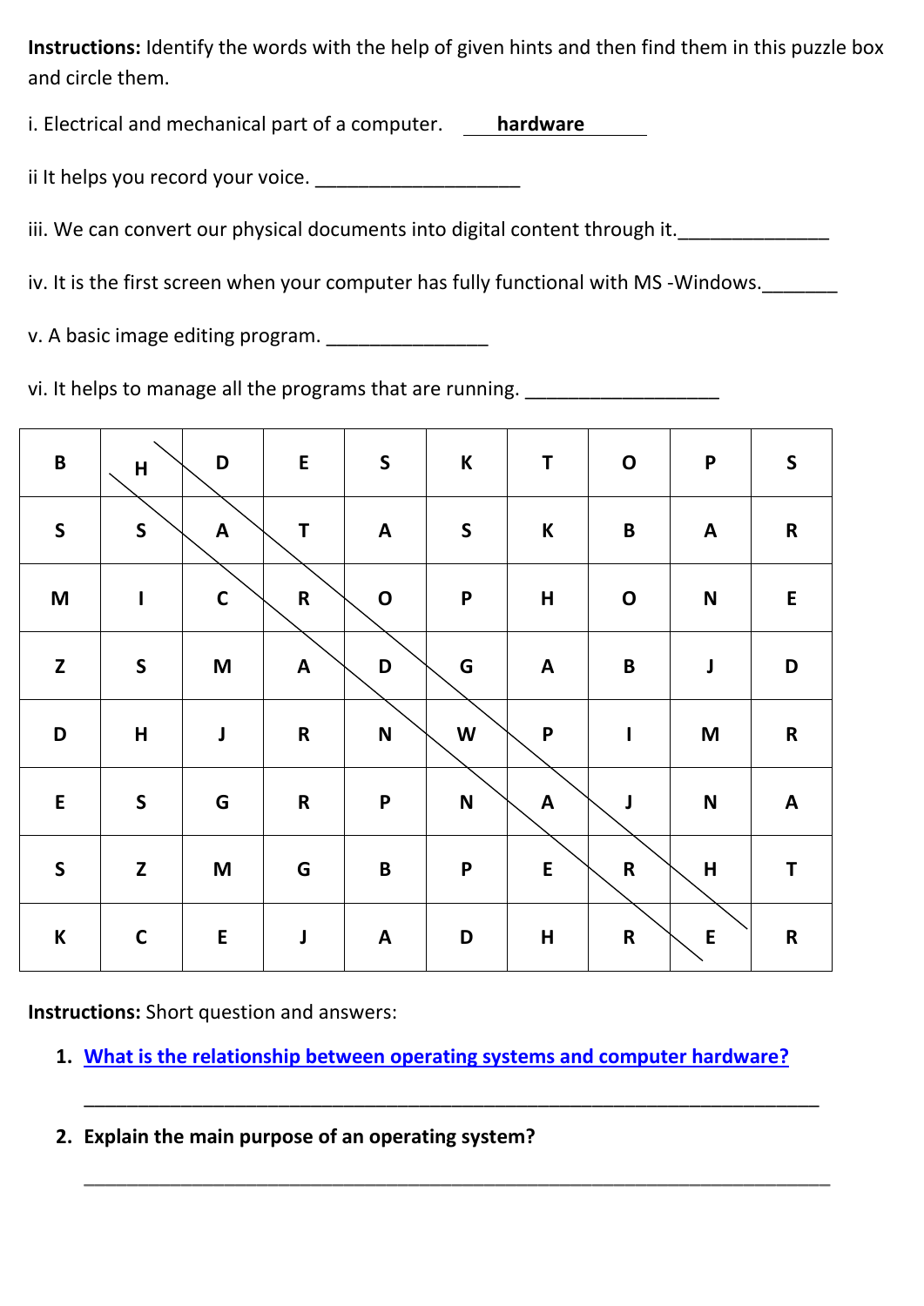**Instructions:** Identify the words with the help of given hints and then find them in this puzzle box and circle them.

i. Electrical and mechanical part of a computer. ____**hardware**______

ii It helps you record your voice. ____________________

iii. We can convert our physical documents into digital content through it.______________

iv. It is the first screen when your computer has fully functional with MS -Windows._______

v. A basic image editing program. _______________

vi. It helps to manage all the programs that are running. __________________

| | | | | | | | | | |
|---|---|---|---|---|---|---|---|---|---|
| B | H | D | E | S | K | T | O | P | S |
| S | S | A | T | A | S | K | B | A | R |
| M | I | C | R | O | P | H | O | N | E |
| Z | S | M | A | D | G | A | B | J | D |
| D | H | J | R | N | W | P | I | M | R |
| E | S | G | R | P | N | A | J | N | A |
| S | Z | M | G | B | P | E | R | H | T |
| K | C | E | J | A | D | H | R | E | R |

**Instructions:** Short question and answers:

1. **What is the relationship between operating systems and computer hardware?**

   ______________________________________________________________________

2. **Explain the main purpose of an operating system?**

   ______________________________________________________________________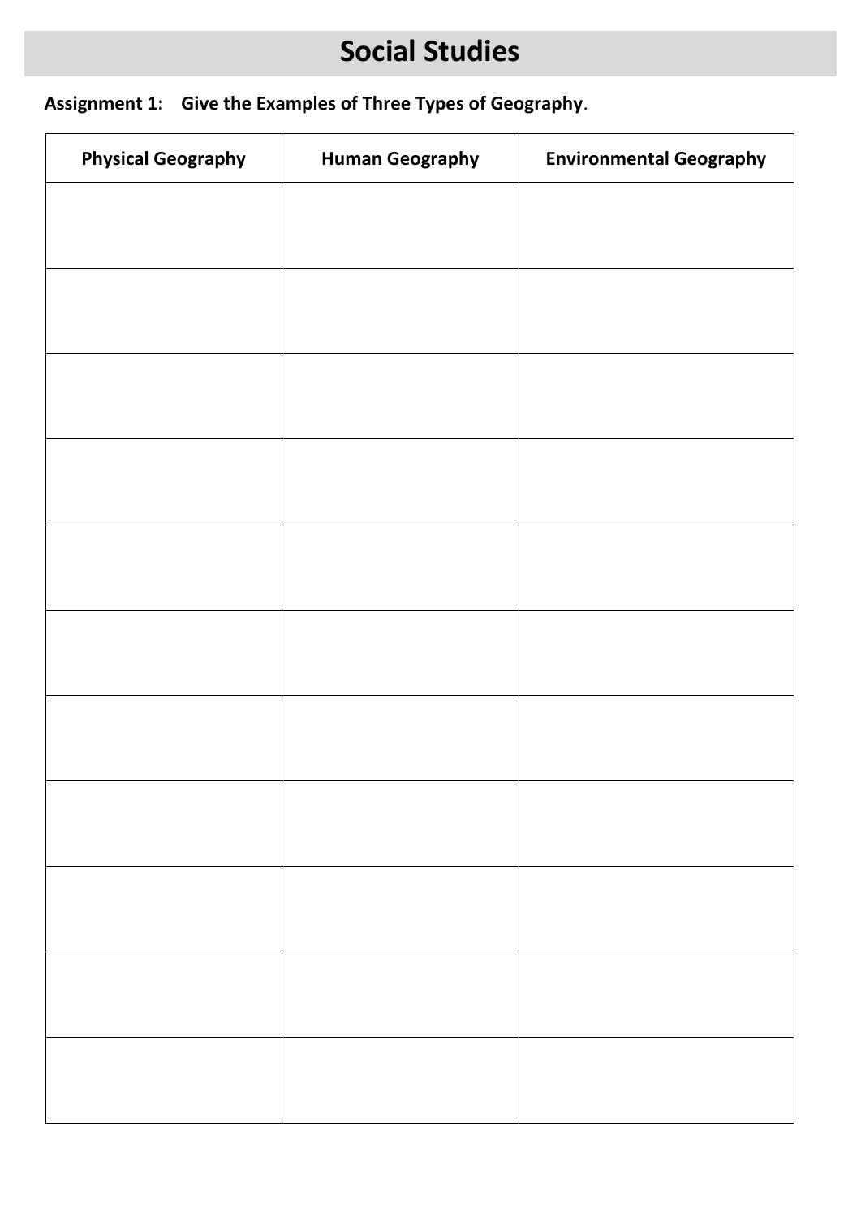# Social Studies

**Assignment 1: Give the Examples of Three Types of Geography.**

| Physical Geography | Human Geography | Environmental Geography |
| --- | --- | --- |
| | | |
| | | |
| | | |
| | | |
| | | |
| | | |
| | | |
| | | |
| | | |
| | | |
| | | |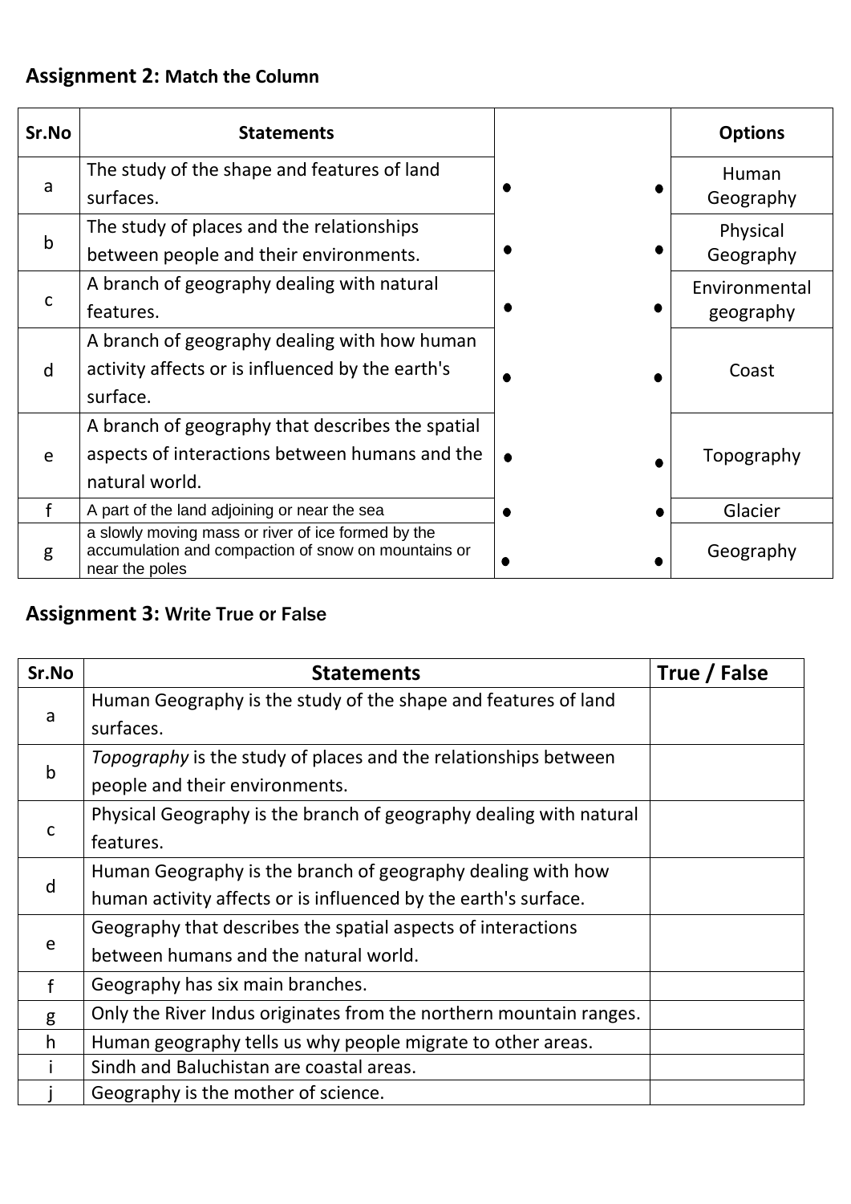## **Assignment 2:** Match the Column

| Sr.No | Statements | | | Options |
|---|---|---|---|---|
| a | The study of the shape and features of land surfaces. | • | • | Human Geography |
| b | The study of places and the relationships between people and their environments. | • | • | Physical Geography |
| c | A branch of geography dealing with natural features. | • | • | Environmental geography |
| d | A branch of geography dealing with how human activity affects or is influenced by the earth's surface. | • | • | Coast |
| e | A branch of geography that describes the spatial aspects of interactions between humans and the natural world. | • | • | Topography |
| f | A part of the land adjoining or near the sea | • | • | Glacier |
| g | a slowly moving mass or river of ice formed by the accumulation and compaction of snow on mountains or near the poles | • | • | Geography |

## **Assignment 3:** Write True or False

| Sr.No | Statements | True / False |
|---|---|---|
| a | Human Geography is the study of the shape and features of land surfaces. | |
| b | *Topography* is the study of places and the relationships between people and their environments. | |
| c | Physical Geography is the branch of geography dealing with natural features. | |
| d | Human Geography is the branch of geography dealing with how human activity affects or is influenced by the earth's surface. | |
| e | Geography that describes the spatial aspects of interactions between humans and the natural world. | |
| f | Geography has six main branches. | |
| g | Only the River Indus originates from the northern mountain ranges. | |
| h | Human geography tells us why people migrate to other areas. | |
| i | Sindh and Baluchistan are coastal areas. | |
| j | Geography is the mother of science. | |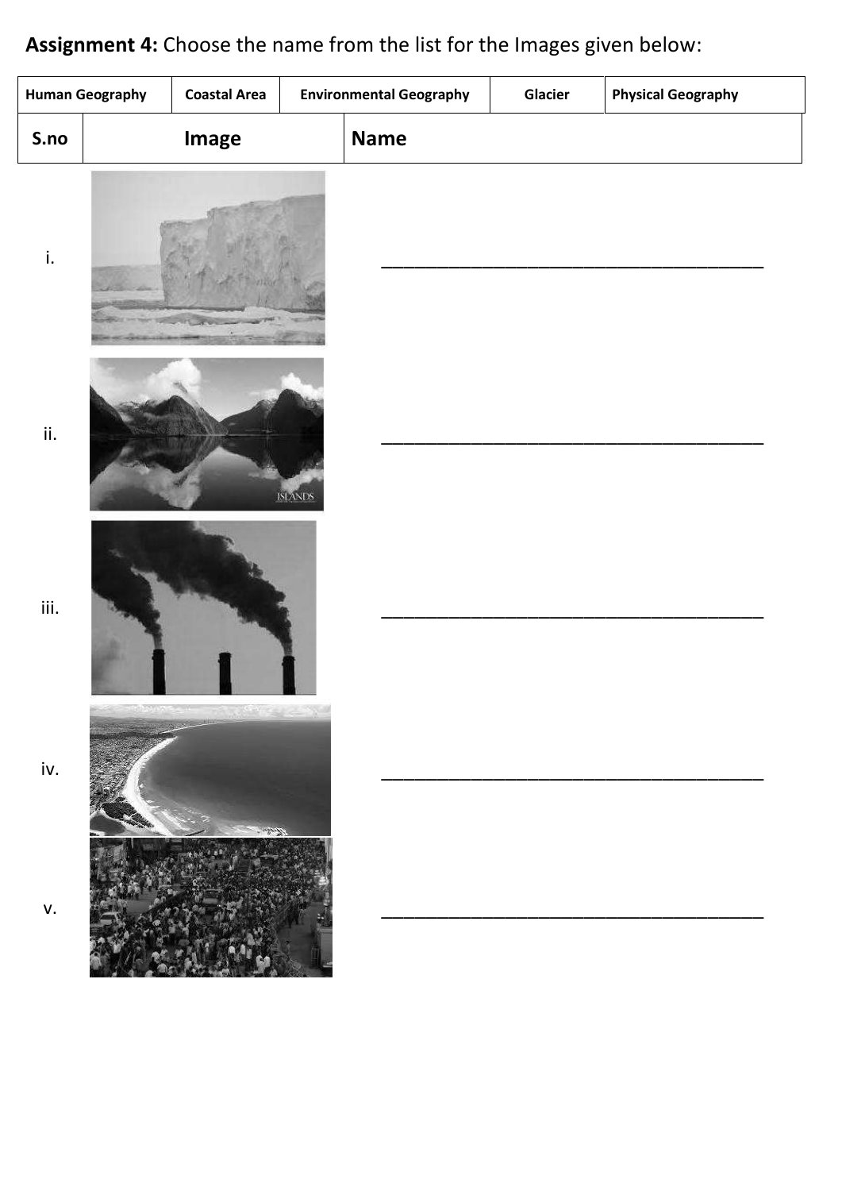**Assignment 4:** Choose the name from the list for the Images given below:

| Human Geography | Coastal Area | Environmental Geography | Glacier | Physical Geography |
|---|---|---|---|---|

| S.no | Image | Name |
|---|---|---|
| i. | | ________________________________ |
| ii. | | ________________________________ |
| iii. | | ________________________________ |
| iv. | | ________________________________ |
| v. | | ________________________________ |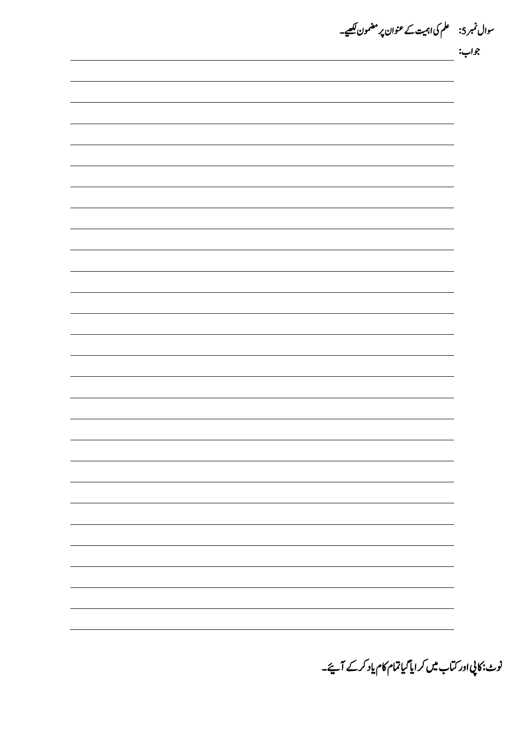سوال نمبر5: علم کی اہمیت کے عنوان پر مضمون لکھیے۔

جواب:

نوٹ: کاپی اور کتاب میں کرایا گیا تمام کام یاد کر کے آئیے۔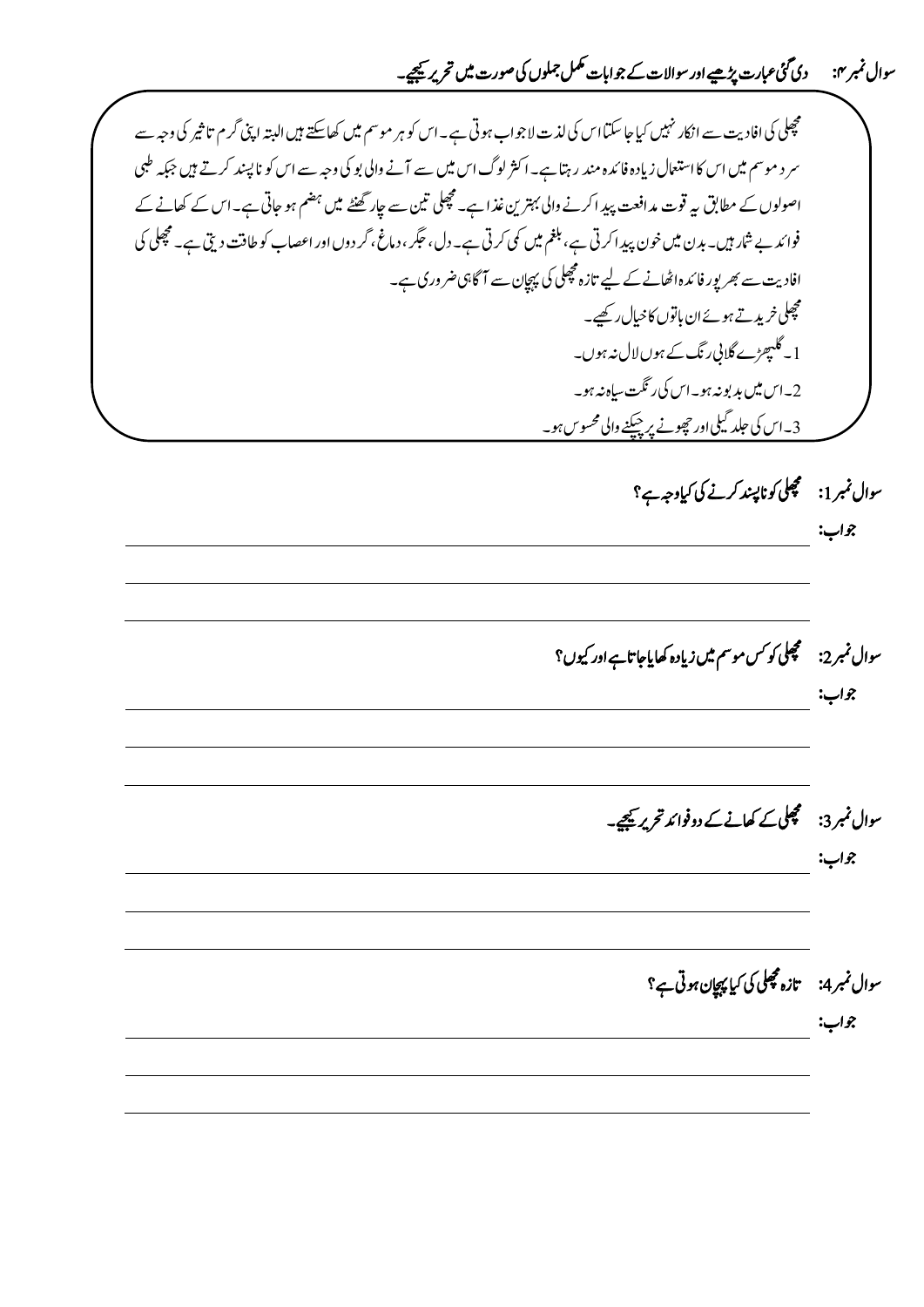**سوال نمبر۴:** دی گئی عبارت پڑھیے اور سوالات کے جوابات مکمل جملوں کی صورت میں تحریر کیجیے۔

مچھلی کی افادیت سے انکار نہیں کیا جا سکتا اس کی لذت لاجواب ہوتی ہے۔ اس کو ہر موسم میں کھا سکتے ہیں البتہ اپنی گرم تاثیر کی وجہ سے سرد موسم میں اس کا استعمال زیادہ فائدہ مند رہتا ہے۔ اکثر لوگ اس میں سے آنے والی بو کی وجہ سے اس کو ناپسند کرتے ہیں جبکہ طبی اصولوں کے مطابق یہ قوت مدافعت پیدا کرنے والی بہترین غذا ہے۔ مچھلی تین سے چار گھنٹے میں ہضم ہو جاتی ہے۔ اس کے کھانے کے فوائد بے شمار ہیں۔ بدن میں خون پیدا کرتی ہے، بلغم میں کمی کرتی ہے۔ دل، جگر، دماغ، گردوں اور اعصاب کو طاقت دیتی ہے۔ مچھلی کی افادیت سے بھرپور فائدہ اٹھانے کے لیے تازہ مچھلی کی پہچان سے آگاہی ضروری ہے۔

مچھلی خریدتے ہوئے ان باتوں کا خیال رکھیے۔

1۔ گلپھڑے گلابی رنگ کے ہوں لال نہ ہوں۔

2۔ اس میں بدبو نہ ہو۔ اس کی رنگت سیاہ نہ ہو۔

3۔ اس کی جلد گیلی اور چھونے پر چپکنے والی محسوس ہو۔

**سوال نمبر1:** مچھلی کو ناپسند کرنے کی کیا وجہ ہے؟

**جواب:**

______________________________

______________________________

______________________________

**سوال نمبر2:** مچھلی کو کس موسم میں زیادہ کھایا جاتا ہے اور کیوں؟

**جواب:**

______________________________

______________________________

______________________________

**سوال نمبر3:** مچھلی کے کھانے کے دو فوائد تحریر کیجیے۔

**جواب:**

______________________________

______________________________

______________________________

**سوال نمبر4:** تازہ مچھلی کی کیا پہچان ہوتی ہے؟

**جواب:**

______________________________

______________________________

______________________________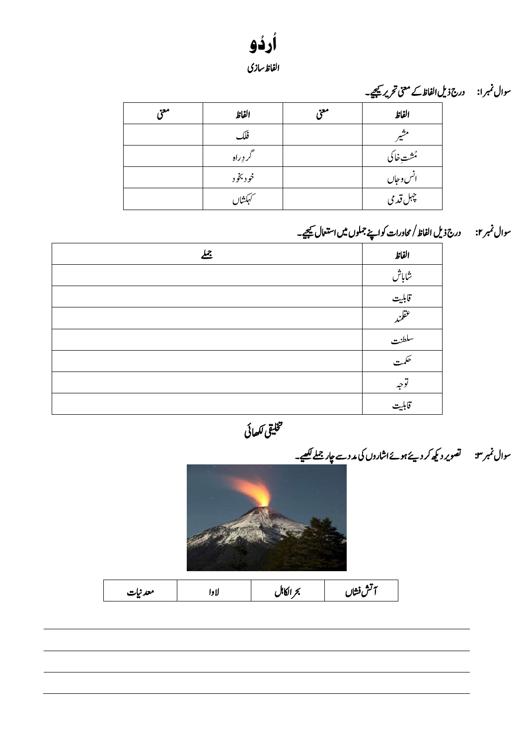# اُردُو

## الفاظ سازی

**سوال نمبر۱:** درج ذیل الفاظ کے معنی تحریر کیجیے۔

| الفاظ | معنی | الفاظ | معنی |
|---|---|---|---|
| مشیر | | فلک | |
| مُشتِ خاکی | | گردِ راہ | |
| انس و جاں | | خود بخود | |
| چہل قدمی | | کہکشاں | |

**سوال نمبر۲:** درج ذیل الفاظ / محاورات کو اپنے جملوں میں استعمال کیجیے۔

| الفاظ | جملے |
|---|---|
| شاباش | |
| قابلیت | |
| عقلمند | |
| سلطنت | |
| حکمت | |
| توجہ | |
| قابلیت | |

## تخلیقی لکھائی

**سوال نمبر۳:** تصویر دیکھ کر دیے ہوئے اشاروں کی مدد سے چار جملے لکھیے۔

| آتش فشاں | بحرالکاہل | لاوا | معدنیات |
|---|---|---|---|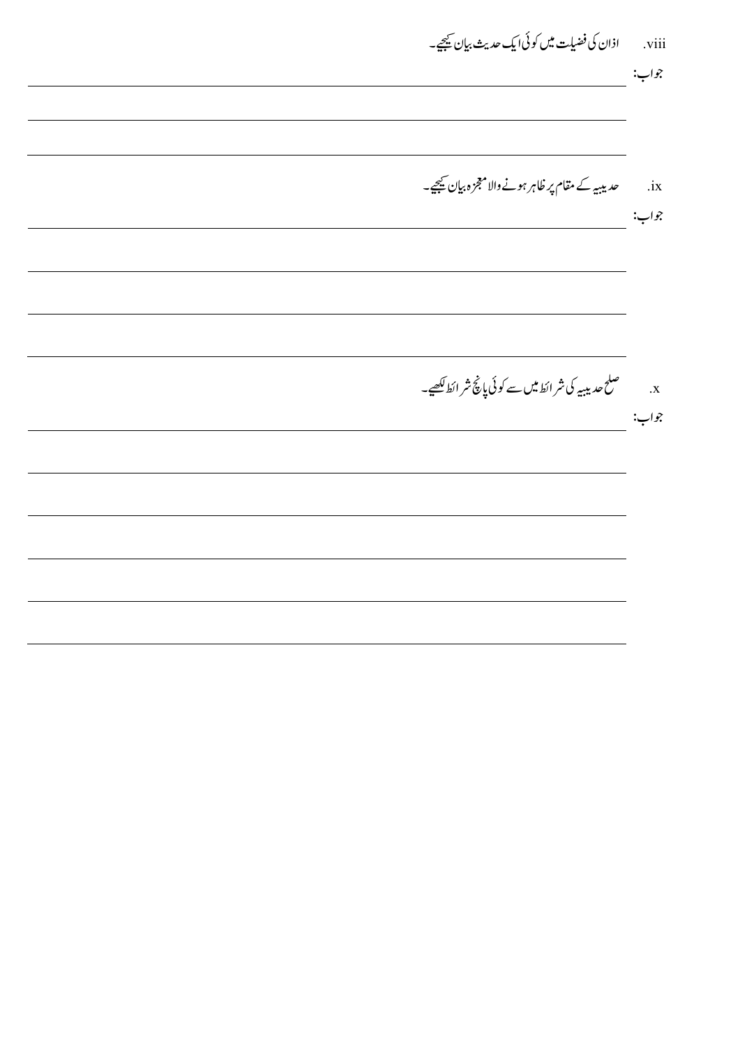viii. اذان کی فضیلت میں کوئی ایک حدیث بیان کیجیے۔

جواب:

ix. حدیبیہ کے مقام پر ظاہر ہونے والا معجزہ بیان کیجیے۔

جواب:

x. صلح حدیبیہ کی شرائط میں سے کوئی پانچ شرائط لکھیے۔

جواب: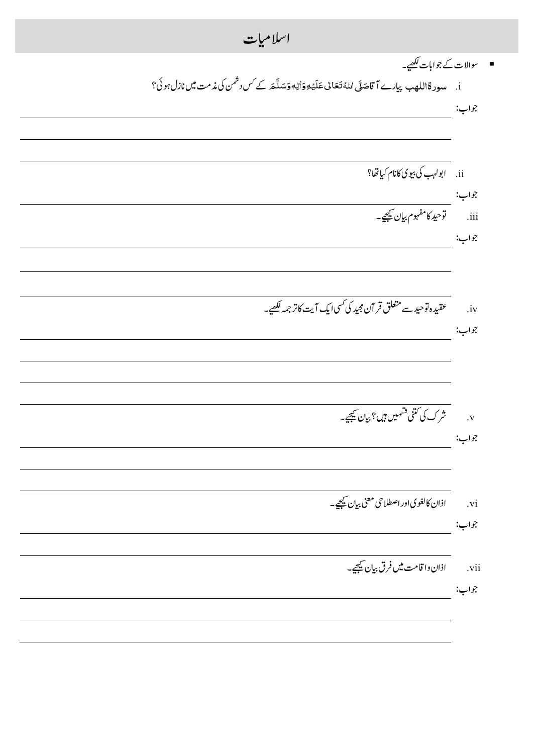# اسلامیات

- سوالات کے جوابات لکھیے۔

i. سورۃ اللھب پیارے آقا صَلَّی اللہُ تَعَالٰی عَلَیْہِ وَاٰلِہٖ وَسَلَّمَ کے کس دشمن کی مذمت میں نازل ہوئی؟

جواب:

ii. ابولہب کی بیوی کا نام کیا تھا؟

جواب:

iii. توحید کا مفہوم بیان کیجیے۔

جواب:

iv. عقیدہ توحید سے متعلق قرآن مجید کی کسی ایک آیت کا ترجمہ لکھیے۔

جواب:

v. شرک کی کتنی قسمیں ہیں؟ بیان کیجیے۔

جواب:

vi. اذان کا لغوی اور اصطلاحی معنی بیان کیجیے۔

جواب:

vii. اذان و اقامت میں فرق بیان کیجیے۔

جواب: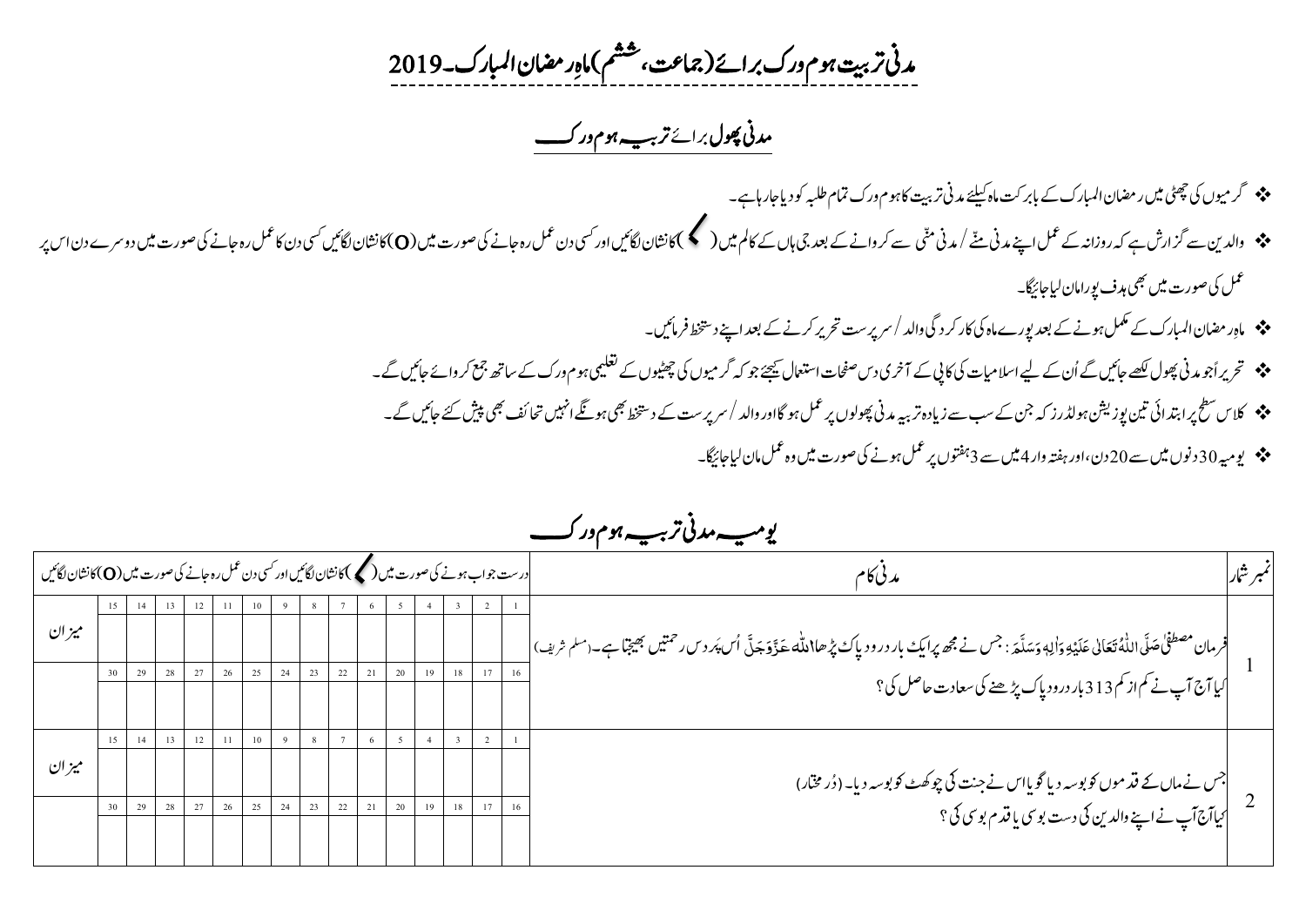# مدنی تربیت ہوم ورک برائے (جماعت، ششم) ماہِ رمضان المبارک۔2019

## مدنی پھول برائے تربیہ ہوم ورک

- گرمیوں کی چھٹی میں رمضان المبارک کے بابرکت ماہ کیلئے مدنی تربیت کا ہوم ورک تمام طلبہ کو دیا جارہا ہے۔
- والدین سے گزارش ہے کہ روزانہ کے عمل اپنے مدنی منّے / مدنی منّی سے کروانے کے بعد جی ہاں کے کالم میں (✓) کا نشان لگائیں اور کسی دن عمل رہ جانے کی صورت میں (O) کا نشان لگائیں کسی دن کا عمل رہ جانے کی صورت میں دوسرے دن اس پر عمل کی صورت میں بھی ہدف پورا مان لیا جائیگا۔
- ماہِ رمضان المبارک کے مکمل ہونے کے بعد پورے ماہ کی کارکردگی والد / سرپرست تحریر کرنے کے بعد اپنے دستخط فرمائیں۔
- تحریراً جو مدنی پھول لکھے جائیں گے اُن کے لیے اسلامیات کی کاپی کے آخری دس صفحات استعمال کیجئے جو کہ گرمیوں کی چھٹیوں کے تعلیمی ہوم ورک کے ساتھ جمع کروائے جائیں گے۔
- کلاس سطح پر ابتدائی تین پوزیشن ہولڈرز کہ جن کے سب سے زیادہ تربیہ مدنی پھولوں پر عمل ہو گا اور والد / سرپرست کے دستخط بھی ہونگے انہیں تحائف بھی پیش کئے جائیں گے۔
- یومیہ 30 دنوں میں سے 20 دن، اور ہفتہ وار 4 میں سے 3 ہفتوں پر عمل ہونے کی صورت میں وہ عمل مان لیا جائیگا۔

## یومیہ مدنی تربیہ ہوم ورک

| نمبر شمار | مدنی کام | درست جواب ہونے کی صورت میں (✓) کا نشان لگائیں اور کسی دن عمل رہ جانے کی صورت میں (O) کا نشان لگائیں | | | | | | | | | | | | | | | میزان |
|---|---|---|---|---|---|---|---|---|---|---|---|---|---|---|---|---|---|
| 1 | فرمانِ مصطفیٰ صَلَّی اللّٰہُ تَعَالٰی عَلَیْہِ وَاٰلِہٖ وَسَلَّمَ: جس نے مجھ پر ایک بار درود پاک پڑھا اللہ عَزَّوَجَلَّ اُس پر دس رحمتیں بھیجتا ہے۔ (مسلم شریف) کیا آج آپ نے کم از کم 313 بار درود پاک پڑھنے کی سعادت حاصل کی؟ | 1 | 2 | 3 | 4 | 5 | 6 | 7 | 8 | 9 | 10 | 11 | 12 | 13 | 14 | 15 | میزان |
| | | | | | | | | | | | | | | | | | |
| | | 16 | 17 | 18 | 19 | 20 | 21 | 22 | 23 | 24 | 25 | 26 | 27 | 28 | 29 | 30 | |
| | | | | | | | | | | | | | | | | | |
| 2 | جس نے ماں کے قدموں کو بوسہ دیا گویا اس نے جنت کی چوکھٹ کو بوسہ دیا۔ (دُرِ مختار) کیا آج آپ نے اپنے والدین کی دست بوسی یا قدم بوسی کی؟ | 1 | 2 | 3 | 4 | 5 | 6 | 7 | 8 | 9 | 10 | 11 | 12 | 13 | 14 | 15 | میزان |
| | | | | | | | | | | | | | | | | | |
| | | 16 | 17 | 18 | 19 | 20 | 21 | 22 | 23 | 24 | 25 | 26 | 27 | 28 | 29 | 30 | |
| | | | | | | | | | | | | | | | | | |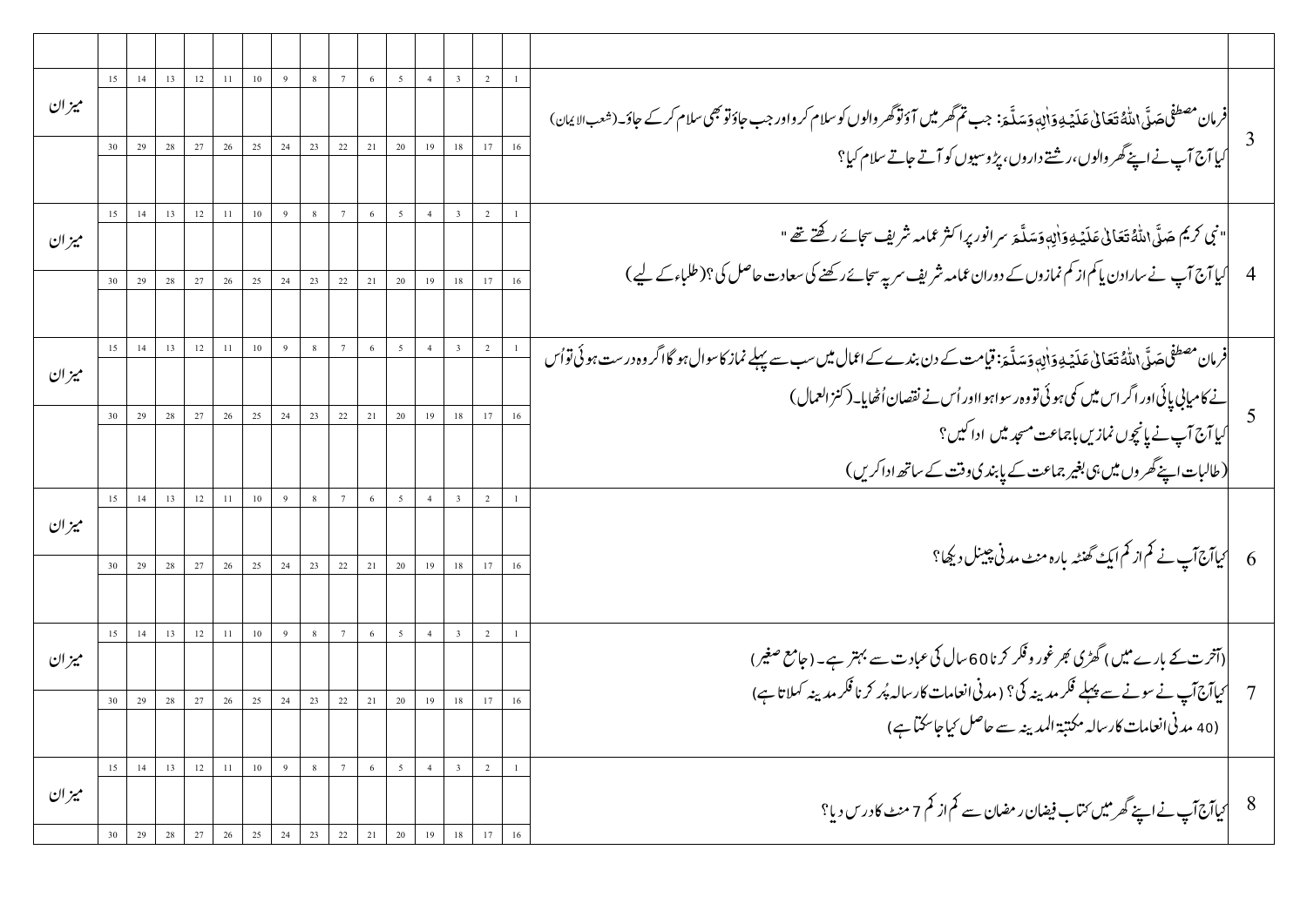| # | سوال | 1 | 2 | 3 | 4 | 5 | 6 | 7 | 8 | 9 | 10 | 11 | 12 | 13 | 14 | 15 | میزان |
|---|---|---|---|---|---|---|---|---|---|---|---|---|---|---|---|---|---|
| | | | | | | | | | | | | | | | | | |
| 3 | فرمانِ مصطفیٰ صَلَّی اللّٰہُ تَعَالٰی عَلَیْہِ وَاٰلِہٖ وَسَلَّمَ: جب تم گھر میں آؤ تو گھر والوں کو سلام کرو اور جب جاؤ تو بھی سلام کر کے جاؤ۔ (شعب الایمان)<br>کیا آج آپ نے اپنے گھر والوں، رشتے داروں، پڑوسیوں کو آتے جاتے سلام کیا؟ | 1 | 2 | 3 | 4 | 5 | 6 | 7 | 8 | 9 | 10 | 11 | 12 | 13 | 14 | 15 | میزان |
| | | | | | | | | | | | | | | | | | |
| | | 16 | 17 | 18 | 19 | 20 | 21 | 22 | 23 | 24 | 25 | 26 | 27 | 28 | 29 | 30 | |
| | | | | | | | | | | | | | | | | | |
| 4 | "نبی کریم صَلَّی اللّٰہُ تَعَالٰی عَلَیْہِ وَاٰلِہٖ وَسَلَّمَ سرِ انور پر اکثر عمامہ شریف سجائے رکھتے تھے"<br>کیا آج آپ نے سارا دن یا کم از کم نمازوں کے دوران عمامہ شریف سر پہ سجائے رکھنے کی سعادت حاصل کی؟ (طلباء کے لیے) | 1 | 2 | 3 | 4 | 5 | 6 | 7 | 8 | 9 | 10 | 11 | 12 | 13 | 14 | 15 | میزان |
| | | | | | | | | | | | | | | | | | |
| | | 16 | 17 | 18 | 19 | 20 | 21 | 22 | 23 | 24 | 25 | 26 | 27 | 28 | 29 | 30 | |
| | | | | | | | | | | | | | | | | | |
| 5 | فرمانِ مصطفیٰ صَلَّی اللّٰہُ تَعَالٰی عَلَیْہِ وَاٰلِہٖ وَسَلَّمَ: قیامت کے دن بندے کے اعمال میں سب سے پہلے نماز کا سوال ہو گا اگر وہ درست ہوئی تو اُس نے کامیابی پائی اور اگر اس میں کمی ہوئی تو وہ رسوا ہوا اور اُس نے نقصان اُٹھایا۔ (کنز العمال)<br>کیا آج آپ نے پانچوں نمازیں باجماعت مسجد میں ادا کیں؟<br>(طالبات اپنے گھروں میں ہی بغیر جماعت کے پابندیِ وقت کے ساتھ ادا کریں) | 1 | 2 | 3 | 4 | 5 | 6 | 7 | 8 | 9 | 10 | 11 | 12 | 13 | 14 | 15 | میزان |
| | | | | | | | | | | | | | | | | | |
| | | 16 | 17 | 18 | 19 | 20 | 21 | 22 | 23 | 24 | 25 | 26 | 27 | 28 | 29 | 30 | |
| | | | | | | | | | | | | | | | | | |
| 6 | کیا آج آپ نے کم از کم ایک گھنٹہ بارہ منٹ مدنی چینل دیکھا؟ | 1 | 2 | 3 | 4 | 5 | 6 | 7 | 8 | 9 | 10 | 11 | 12 | 13 | 14 | 15 | میزان |
| | | | | | | | | | | | | | | | | | |
| | | 16 | 17 | 18 | 19 | 20 | 21 | 22 | 23 | 24 | 25 | 26 | 27 | 28 | 29 | 30 | |
| | | | | | | | | | | | | | | | | | |
| 7 | (آخرت کے بارے میں) گھڑی بھر غور و فکر کرنا 60 سال کی عبادت سے بہتر ہے۔ (جامع صغیر)<br>کیا آج آپ نے سونے سے پہلے فکرِ مدینہ کی؟ (مدنی انعامات کا رسالہ پُر کرنا فکرِ مدینہ کہلاتا ہے)<br>(40 مدنی انعامات کا رسالہ مکتبۃ المدینہ سے حاصل کیا جا سکتا ہے) | 1 | 2 | 3 | 4 | 5 | 6 | 7 | 8 | 9 | 10 | 11 | 12 | 13 | 14 | 15 | میزان |
| | | | | | | | | | | | | | | | | | |
| | | 16 | 17 | 18 | 19 | 20 | 21 | 22 | 23 | 24 | 25 | 26 | 27 | 28 | 29 | 30 | |
| | | | | | | | | | | | | | | | | | |
| 8 | کیا آج آپ نے اپنے گھر میں کتاب فیضانِ رمضان سے کم از کم 7 منٹ کا درس دیا؟ | 1 | 2 | 3 | 4 | 5 | 6 | 7 | 8 | 9 | 10 | 11 | 12 | 13 | 14 | 15 | میزان |
| | | | | | | | | | | | | | | | | | |
| | | 16 | 17 | 18 | 19 | 20 | 21 | 22 | 23 | 24 | 25 | 26 | 27 | 28 | 29 | 30 | |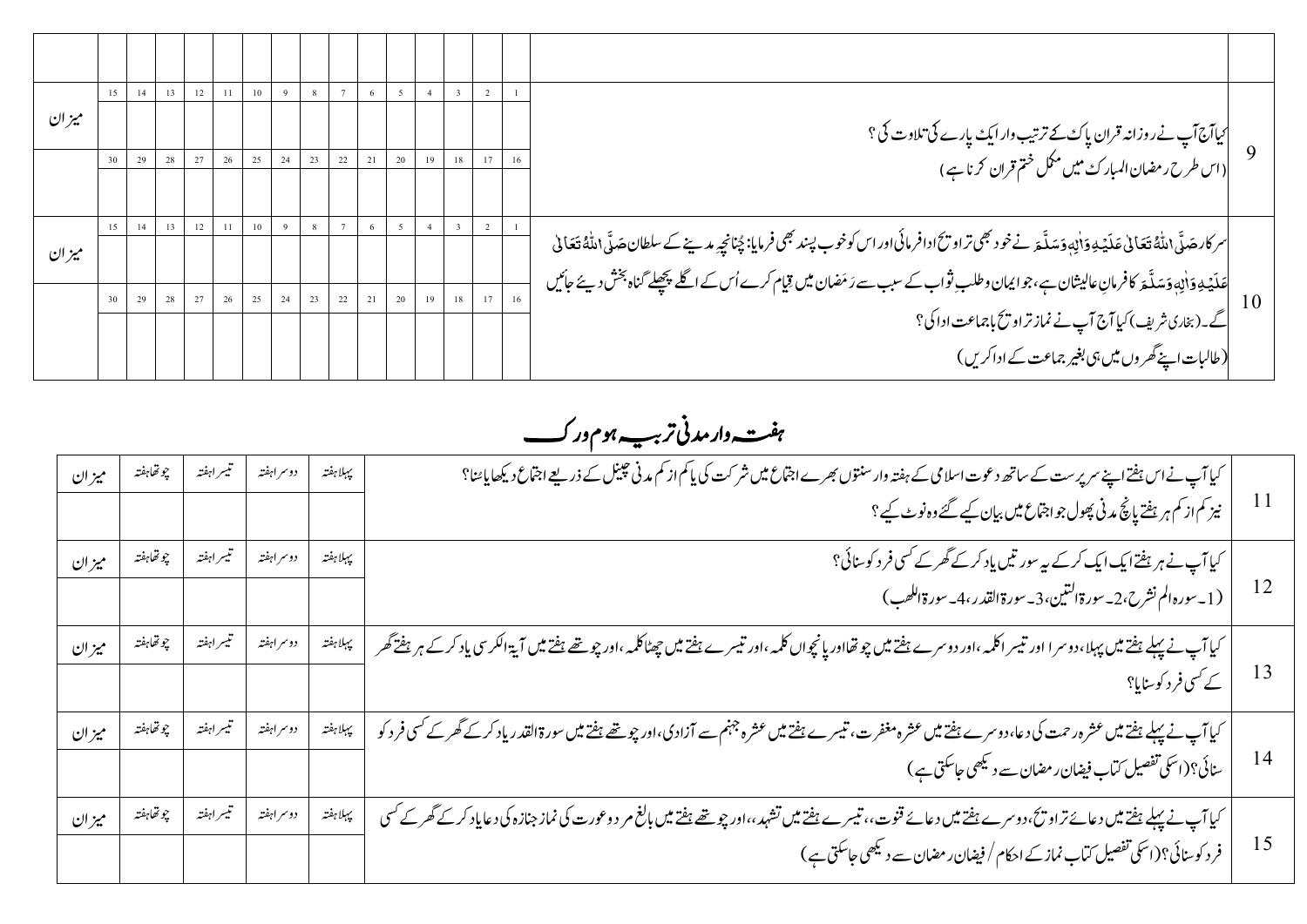| | | | | | | | | | | | | | | | | | |
|---|---|---|---|---|---|---|---|---|---|---|---|---|---|---|---|---|---|
| | | | | | | | | | | | | | | | | | |
| 9 | کیاآج آپ نے روزانہ قرآن پاک کے ترتیب وار ایک پارے کی تلاوت کی؟ (اس طرح رمضان المبارک میں مکمل ختم قرآن کرنا ہے) | 1 | 2 | 3 | 4 | 5 | 6 | 7 | 8 | 9 | 10 | 11 | 12 | 13 | 14 | 15 | میزان |
| | | | | | | | | | | | | | | | | | |
| | | 16 | 17 | 18 | 19 | 20 | 21 | 22 | 23 | 24 | 25 | 26 | 27 | 28 | 29 | 30 | |
| | | | | | | | | | | | | | | | | | |
| 10 | سرکار صَلَّی اللّٰہُ تَعَالٰی عَلَیْہِ وَاٰلِہٖ وَسَلَّمَ نے خود بھی تراویح ادا فرمائی اور اس کو خوب پسند بھی فرمایا: چُنانچہِ مدینے کے سلطان صَلَّی اللّٰہُ تَعَالٰی عَلَیْہِ وَاٰلِہٖ وَسَلَّمَ کا فرمانِ عالیشان ہے، جو ایمان و طلبِ ثواب کے سبب سے رَمَضان میں قِیام کرے اُس کے اگلے پچھلے گناہ بخش دیئے جائیں گے۔ (بخاری شریف) کیا آج آپ نے نماز تراویح باجماعت ادا کی؟ (طالبات اپنے گھروں میں ہی بغیر جماعت کے ادا کریں) | 1 | 2 | 3 | 4 | 5 | 6 | 7 | 8 | 9 | 10 | 11 | 12 | 13 | 14 | 15 | میزان |
| | | | | | | | | | | | | | | | | | |
| | | 16 | 17 | 18 | 19 | 20 | 21 | 22 | 23 | 24 | 25 | 26 | 27 | 28 | 29 | 30 | |
| | | | | | | | | | | | | | | | | | |

# ہفتہ وار مدنی تربیہ ہوم ورک

| | | پہلا ہفتہ | دوسرا ہفتہ | تیسرا ہفتہ | چوتھا ہفتہ | میزان |
|---|---|---|---|---|---|---|
| 11 | کیا آپ نے اس ہفتے اپنے سرپرست کے ساتھ دعوت اسلامی کے ہفتہ وار سنتوں بھرے اجتماع میں شرکت کی یا کم از کم مدنی چینل کے ذریعے اجتماع دیکھا یا سُنا؟ نیز کم از کم ہر ہفتے پانچ مدنی پھول جو اجتماع میں بیان کیے گئے وہ نوٹ کیے؟ | | | | | |
| 12 | کیا آپ نے ہر ہفتے ایک ایک کر کے یہ سورتیں یاد کر کے گھر کے کسی فرد کو سنائی؟ (1۔ سورہ الم نشرح، 2۔ سورۃ التین، 3۔ سورۃ القدر، 4۔ سورۃ اللھب) | | | | | |
| 13 | کیا آپ نے پہلے ہفتے میں پہلا، دوسرا اور تیسرا کلمہ، اور دوسرے ہفتے میں چوتھا اور پانچواں کلمہ، اور تیسرے ہفتے میں چھٹا کلمہ، اور چوتھے ہفتے میں آیۃ الکرسی یاد کر کے ہر ہفتے گھر کے کسی فرد کو سنایا؟ | | | | | |
| 14 | کیا آپ نے پہلے ہفتے میں عشرہ رحمت کی دعا، دوسرے ہفتے میں عشرہ مغفرت، تیسرے ہفتے میں عشرہ جہنم سے آزادی، اور چوتھے ہفتے میں سورۃ القدر یاد کر کے گھر کے کسی فرد کو سنائی؟ (اسکی تفصیل کتاب فیضان رمضان سے دیکھی جاسکتی ہے) | | | | | |
| 15 | کیا آپ نے پہلے ہفتے میں دعائے تراویح، دوسرے ہفتے میں دعائے قنوت،، تیسرے ہفتے میں تشہد،، اور چوتھے ہفتے میں بالغ مرد وعورت کی نماز جنازہ کی دعا یاد کر کے گھر کے کسی فرد کو سنائی؟ (اسکی تفصیل کتاب نماز کے احکام / فیضان رمضان سے دیکھی جاسکتی ہے) | | | | | |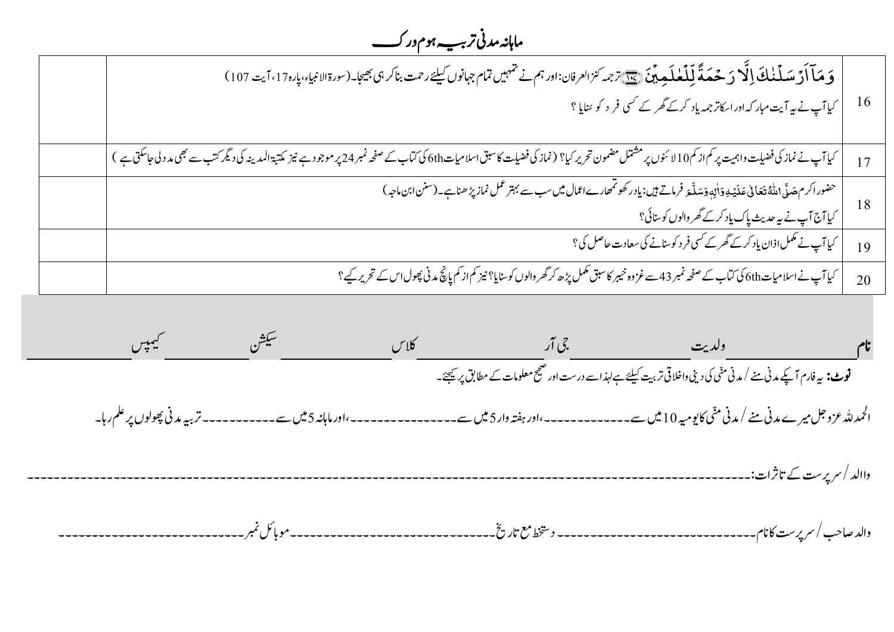# ماہانہ مدنی تربیہ ہوم ورک

| | | |
|---|---|---|
| 16 | وَمَآ اَرْسَلْنٰكَ اِلَّا رَحْمَةً لِّلْعٰلَمِيْنَ ﴿۱۰۷﴾ ترجمہ کنزالعرفان: اور ہم نے تمہیں تمام جہانوں کیلئے رحمت بنا کر ہی بھیجا۔ (سورۃ الانبیاء، پارہ 17، آیت 107)<br>کیا آپ نے یہ آیت مبارکہ اور اسکا ترجمہ یاد کر کے گھر کے کسی فرد کو سنایا؟ | |
| 17 | کیا آپ نے نماز کی فضیلت و اہمیت پر کم از کم 10 لائنوں پر مشتمل مضمون تحریر کیا؟ (نماز کی فضیلت کا سبق اسلامیات 6th کی کتاب کے صفحہ نمبر 24 پر موجود ہے نیز مکتبۃ المدینہ کی دیگر کتب سے بھی مدد لی جاسکتی ہے) | |
| 18 | حضور اکرم صَلَّى اللّٰهُ تَعَالٰى عَلَيْهِ وَاٰلِهٖ وَسَلَّمَ فرماتے ہیں: یاد رکھو تمھارے اعمال میں سب سے بہتر عمل نماز پڑھنا ہے۔ (سنن ابن ماجہ)<br>کیا آج آپ نے یہ حدیث پاک یاد کر کے گھر والوں کو سنائی؟ | |
| 19 | کیا آپ نے مکمل اذان یاد کر کے گھر کے کسی فرد کو سنانے کی سعادت حاصل کی؟ | |
| 20 | کیا آپ نے اسلامیات 6th کی کتاب کے صفحہ نمبر 43 سے غزوہ خیبر کا سبق مکمل پڑھ کر گھر والوں کو سنایا؟ نیز کم از کم پانچ مدنی پھول اس کے تحریر کیے؟ | |

نام ____________ ولدیت ____________ جی آر ____________ کلاس ____________ سیکشن ____________ کیمپس ____________

**نوٹ:** یہ فارم آپکے مدنی منے / مدنی منّی کی دینی واخلاقی تربیت کیلئے ہے لہٰذا اسے درست اور صحیح معلومات کے مطابق پر کیجئے۔

الحمدللہ عزوجل میرے مدنی منے / مدنی منّی کا یومیہ 10 میں سے ------------، اور ہفتہ وار 5 میں سے ----------------، اور ماہانہ 5 میں سے ----------- تربیہ مدنی پھولوں پر عمل رہا۔

واالد / سرپرست کے تاثرات: ------------------------------------------------------------

والد صاحب / سرپرست کا نام ------------------------------ دستخط مع تاریخ ------------------------------ موبائل نمبر ------------------------------